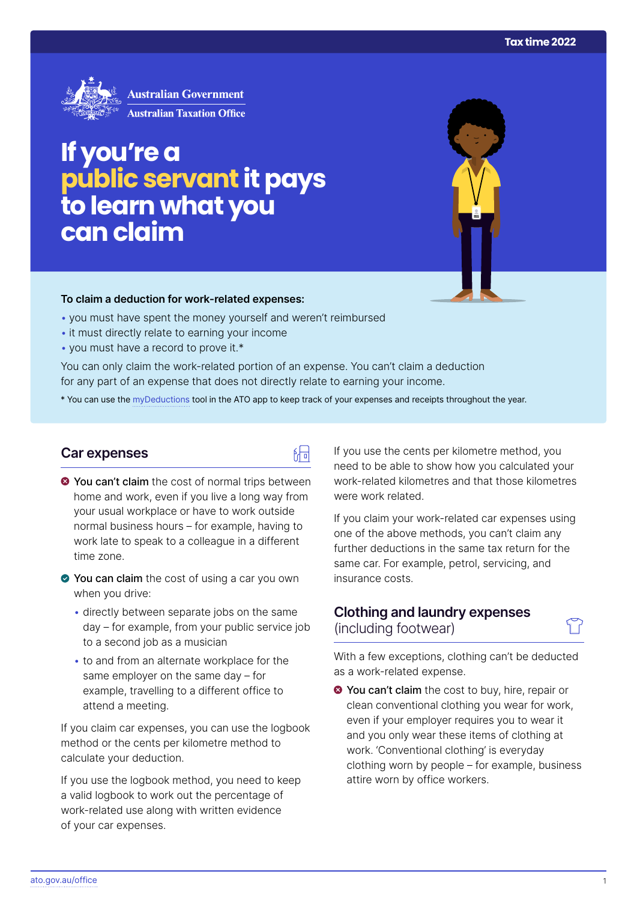Tax time 2022

Australian Government
Australian Taxation Office

# If you're a public servant it pays to learn what you can claim

**To claim a deduction for work-related expenses:**

- you must have spent the money yourself and weren't reimbursed
- it must directly relate to earning your income
- you must have a record to prove it.*

You can only claim the work-related portion of an expense. You can't claim a deduction for any part of an expense that does not directly relate to earning your income.

* You can use the myDeductions tool in the ATO app to keep track of your expenses and receipts throughout the year.

## Car expenses

**You can't claim** the cost of normal trips between home and work, even if you live a long way from your usual workplace or have to work outside normal business hours – for example, having to work late to speak to a colleague in a different time zone.

**You can claim** the cost of using a car you own when you drive:

- directly between separate jobs on the same day – for example, from your public service job to a second job as a musician
- to and from an alternate workplace for the same employer on the same day – for example, travelling to a different office to attend a meeting.

If you claim car expenses, you can use the logbook method or the cents per kilometre method to calculate your deduction.

If you use the logbook method, you need to keep a valid logbook to work out the percentage of work-related use along with written evidence of your car expenses.

If you use the cents per kilometre method, you need to be able to show how you calculated your work-related kilometres and that those kilometres were work related.

If you claim your work-related car expenses using one of the above methods, you can't claim any further deductions in the same tax return for the same car. For example, petrol, servicing, and insurance costs.

## Clothing and laundry expenses (including footwear)

With a few exceptions, clothing can't be deducted as a work-related expense.

**You can't claim** the cost to buy, hire, repair or clean conventional clothing you wear for work, even if your employer requires you to wear it and you only wear these items of clothing at work. 'Conventional clothing' is everyday clothing worn by people – for example, business attire worn by office workers.

ato.gov.au/office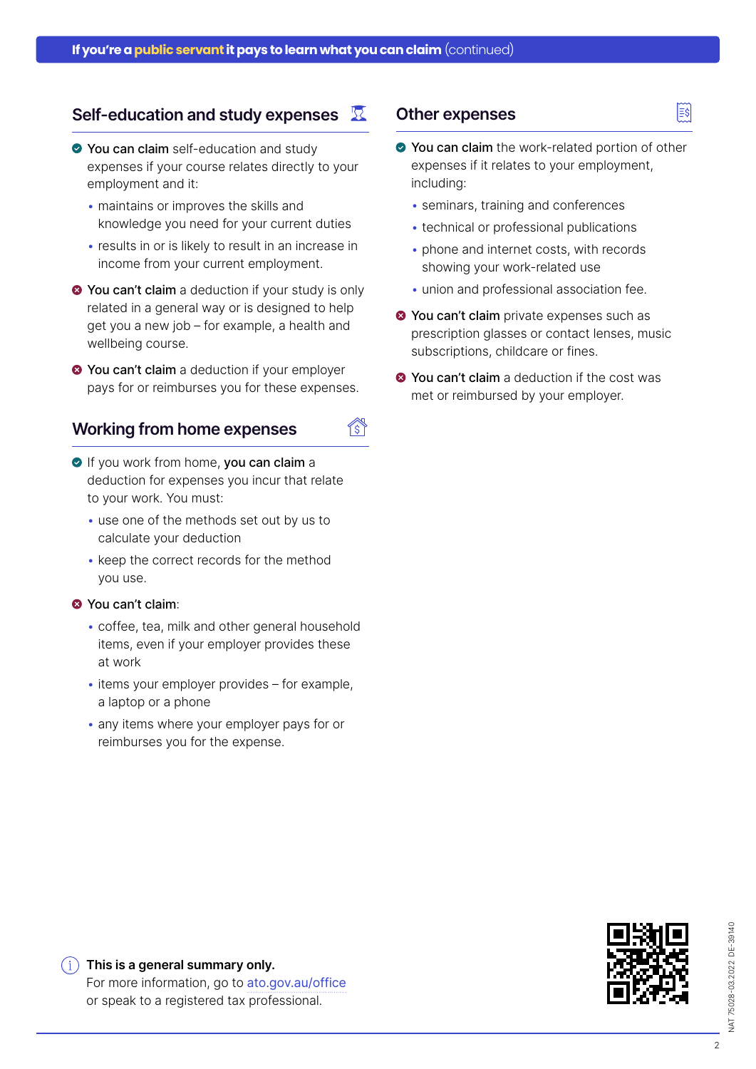**If you're a public servant it pays to learn what you can claim** (continued)

## Self-education and study expenses

- **You can claim** self-education and study expenses if your course relates directly to your employment and it:
  - maintains or improves the skills and knowledge you need for your current duties
  - results in or is likely to result in an increase in income from your current employment.
- **You can't claim** a deduction if your study is only related in a general way or is designed to help get you a new job – for example, a health and wellbeing course.
- **You can't claim** a deduction if your employer pays for or reimburses you for these expenses.

## Working from home expenses

- If you work from home, **you can claim** a deduction for expenses you incur that relate to your work. You must:
  - use one of the methods set out by us to calculate your deduction
  - keep the correct records for the method you use.
- **You can't claim**:
  - coffee, tea, milk and other general household items, even if your employer provides these at work
  - items your employer provides – for example, a laptop or a phone
  - any items where your employer pays for or reimburses you for the expense.

## Other expenses

- **You can claim** the work-related portion of other expenses if it relates to your employment, including:
  - seminars, training and conferences
  - technical or professional publications
  - phone and internet costs, with records showing your work-related use
  - union and professional association fee.
- **You can't claim** private expenses such as prescription glasses or contact lenses, music subscriptions, childcare or fines.
- **You can't claim** a deduction if the cost was met or reimbursed by your employer.

**This is a general summary only.**
For more information, go to ato.gov.au/office or speak to a registered tax professional.

NAT 75028-03.2022 DE-39140